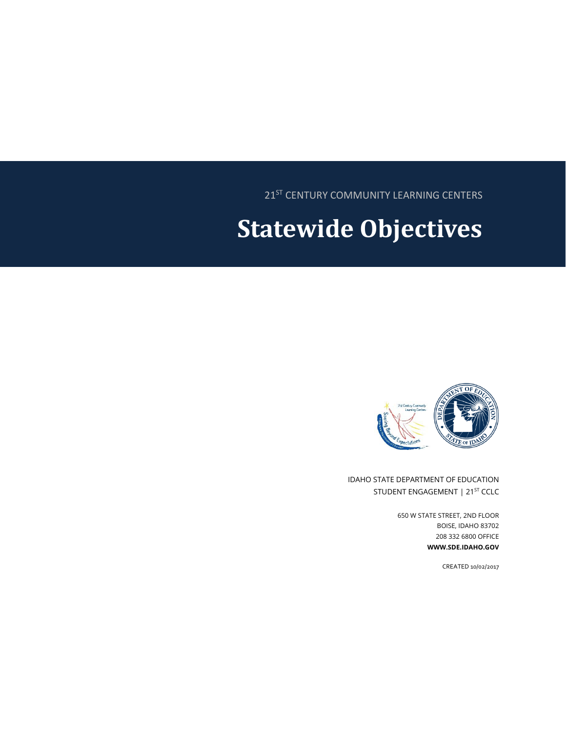21[ST] CENTURY COMMUNITY LEARNING CENTERS

# Statewide Objectives

IDAHO STATE DEPARTMENT OF EDUCATION
STUDENT ENGAGEMENT | 21[ST] CCLC

650 W STATE STREET, 2ND FLOOR
BOISE, IDAHO 83702
208 332 6800 OFFICE
**WWW.SDE.IDAHO.GOV**

CREATED 10/02/2017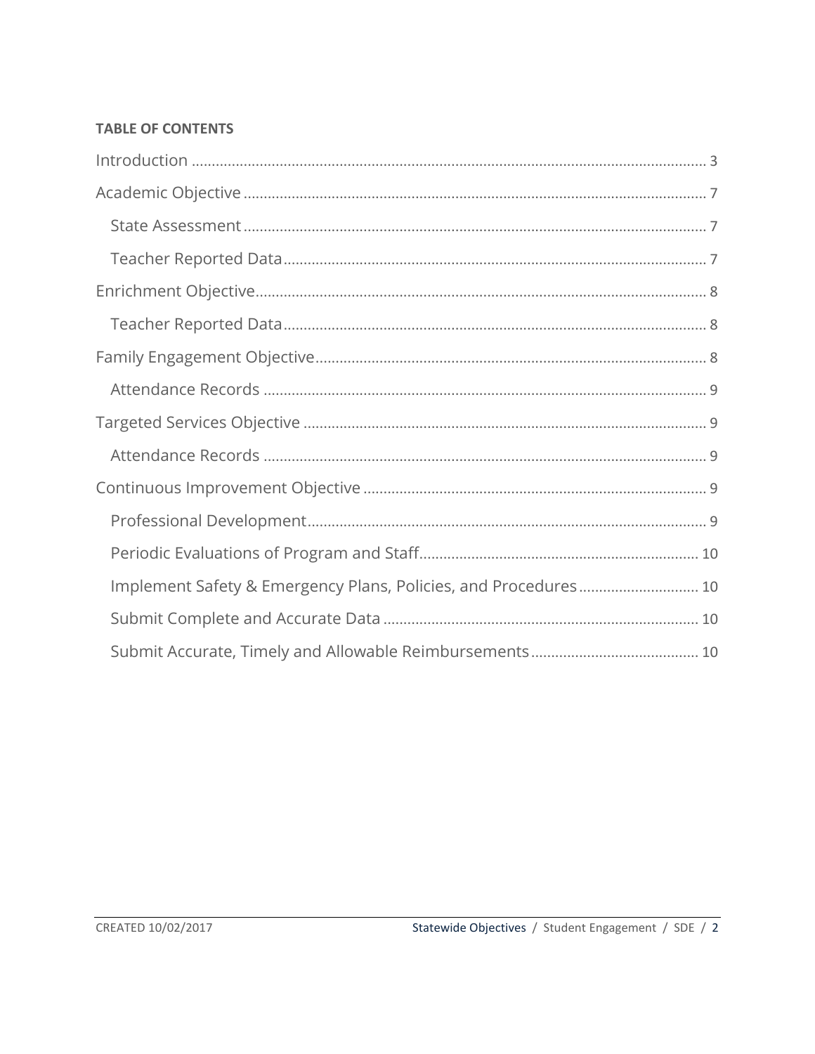**TABLE OF CONTENTS**

Introduction ........................................................................................................................ 3

Academic Objective ............................................................................................................ 7

- State Assessment ............................................................................................................ 7
- Teacher Reported Data ................................................................................................... 7

Enrichment Objective ......................................................................................................... 8

- Teacher Reported Data ................................................................................................... 8

Family Engagement Objective ............................................................................................ 8

- Attendance Records ....................................................................................................... 9

Targeted Services Objective ................................................................................................ 9

- Attendance Records ....................................................................................................... 9

Continuous Improvement Objective ................................................................................... 9

- Professional Development .............................................................................................. 9
- Periodic Evaluations of Program and Staff .................................................................... 10
- Implement Safety & Emergency Plans, Policies, and Procedures ................................... 10
- Submit Complete and Accurate Data ............................................................................ 10
- Submit Accurate, Timely and Allowable Reimbursements ............................................. 10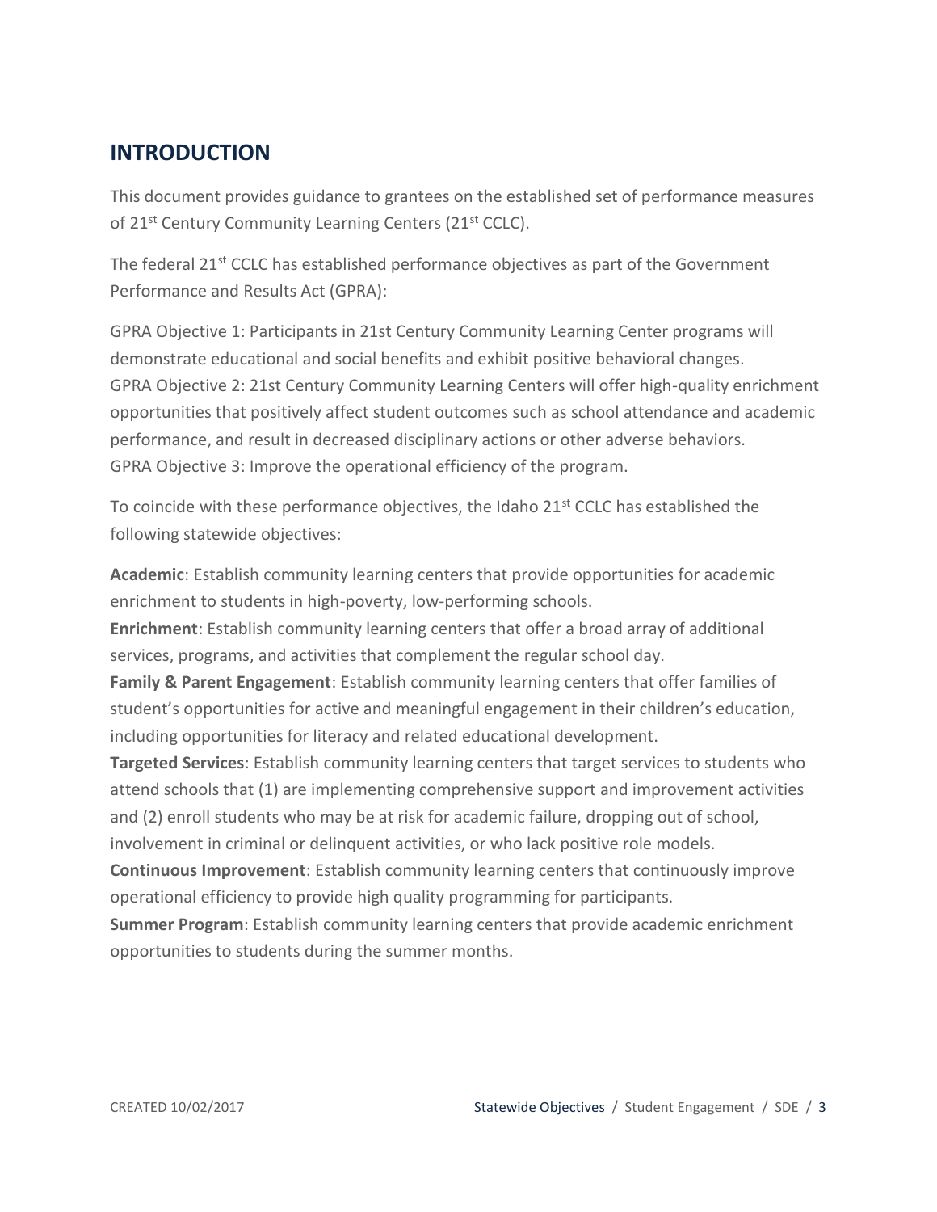## INTRODUCTION

This document provides guidance to grantees on the established set of performance measures of 21st Century Community Learning Centers (21st CCLC).

The federal 21st CCLC has established performance objectives as part of the Government Performance and Results Act (GPRA):

GPRA Objective 1: Participants in 21st Century Community Learning Center programs will demonstrate educational and social benefits and exhibit positive behavioral changes.
GPRA Objective 2: 21st Century Community Learning Centers will offer high-quality enrichment opportunities that positively affect student outcomes such as school attendance and academic performance, and result in decreased disciplinary actions or other adverse behaviors.
GPRA Objective 3: Improve the operational efficiency of the program.

To coincide with these performance objectives, the Idaho 21st CCLC has established the following statewide objectives:

**Academic**: Establish community learning centers that provide opportunities for academic enrichment to students in high-poverty, low-performing schools.
**Enrichment**: Establish community learning centers that offer a broad array of additional services, programs, and activities that complement the regular school day.
**Family & Parent Engagement**: Establish community learning centers that offer families of student's opportunities for active and meaningful engagement in their children's education, including opportunities for literacy and related educational development.
**Targeted Services**: Establish community learning centers that target services to students who attend schools that (1) are implementing comprehensive support and improvement activities and (2) enroll students who may be at risk for academic failure, dropping out of school, involvement in criminal or delinquent activities, or who lack positive role models.
**Continuous Improvement**: Establish community learning centers that continuously improve operational efficiency to provide high quality programming for participants.
**Summer Program**: Establish community learning centers that provide academic enrichment opportunities to students during the summer months.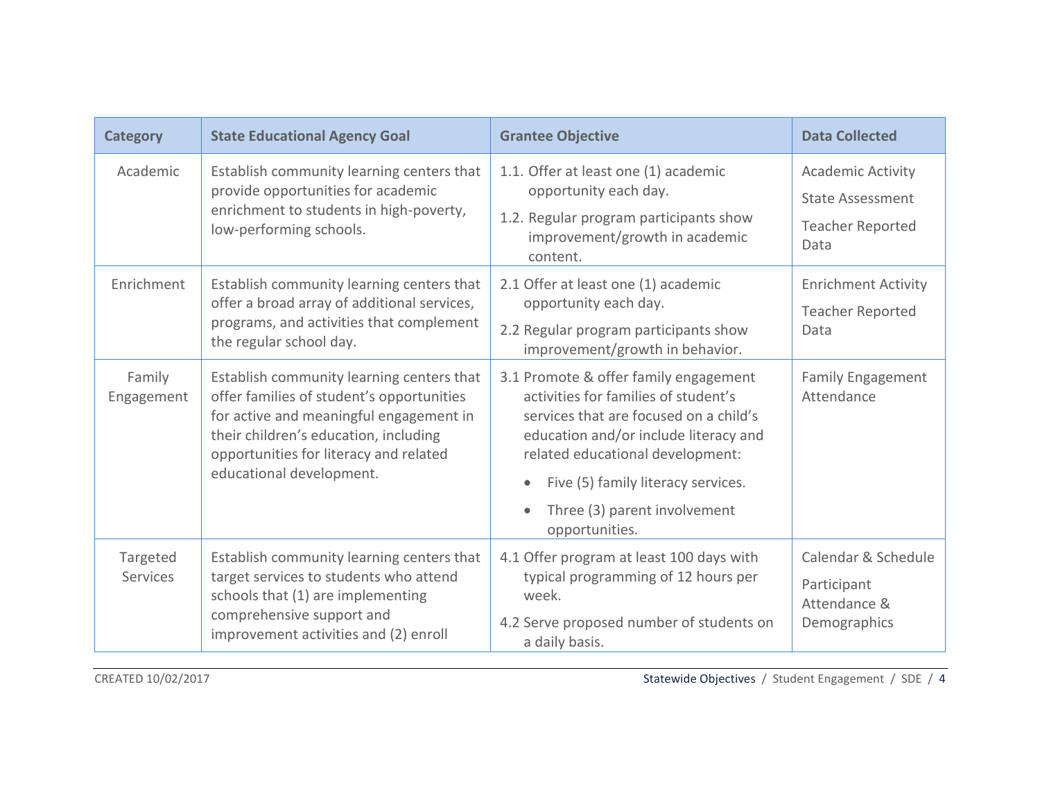| Category | State Educational Agency Goal | Grantee Objective | Data Collected |
| --- | --- | --- | --- |
| Academic | Establish community learning centers that provide opportunities for academic enrichment to students in high-poverty, low-performing schools. | 1.1. Offer at least one (1) academic opportunity each day.<br>1.2. Regular program participants show improvement/growth in academic content. | Academic Activity<br>State Assessment<br>Teacher Reported Data |
| Enrichment | Establish community learning centers that offer a broad array of additional services, programs, and activities that complement the regular school day. | 2.1 Offer at least one (1) academic opportunity each day.<br>2.2 Regular program participants show improvement/growth in behavior. | Enrichment Activity<br>Teacher Reported Data |
| Family Engagement | Establish community learning centers that offer families of student's opportunities for active and meaningful engagement in their children's education, including opportunities for literacy and related educational development. | 3.1 Promote & offer family engagement activities for families of student's services that are focused on a child's education and/or include literacy and related educational development:<br>• Five (5) family literacy services.<br>• Three (3) parent involvement opportunities. | Family Engagement Attendance |
| Targeted Services | Establish community learning centers that target services to students who attend schools that (1) are implementing comprehensive support and improvement activities and (2) enroll | 4.1 Offer program at least 100 days with typical programming of 12 hours per week.<br>4.2 Serve proposed number of students on a daily basis. | Calendar & Schedule<br>Participant Attendance & Demographics |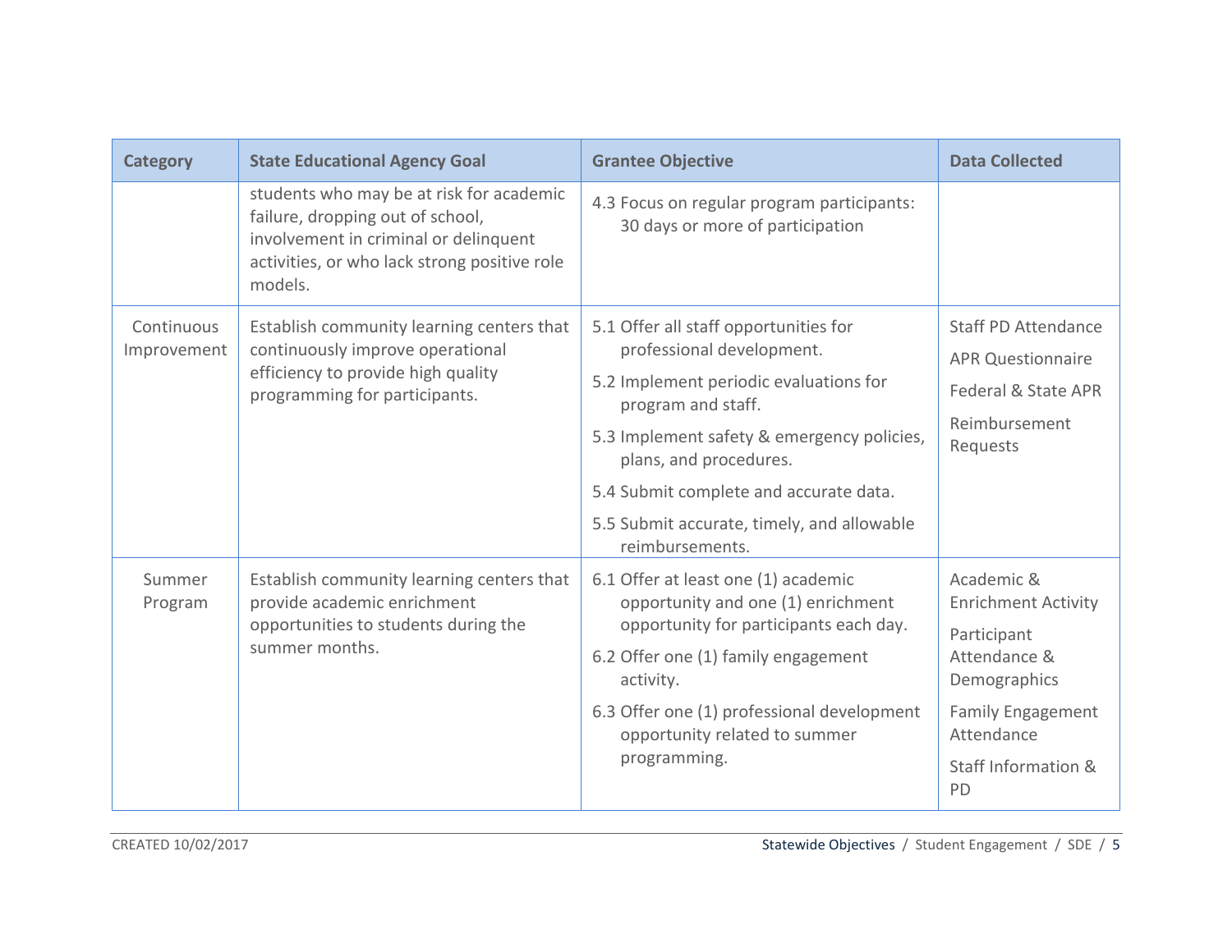| Category | State Educational Agency Goal | Grantee Objective | Data Collected |
|---|---|---|---|
| | students who may be at risk for academic failure, dropping out of school, involvement in criminal or delinquent activities, or who lack strong positive role models. | 4.3 Focus on regular program participants: 30 days or more of participation | |
| Continuous Improvement | Establish community learning centers that continuously improve operational efficiency to provide high quality programming for participants. | 5.1 Offer all staff opportunities for professional development.<br>5.2 Implement periodic evaluations for program and staff.<br>5.3 Implement safety & emergency policies, plans, and procedures.<br>5.4 Submit complete and accurate data.<br>5.5 Submit accurate, timely, and allowable reimbursements. | Staff PD Attendance<br>APR Questionnaire<br>Federal & State APR<br>Reimbursement Requests |
| Summer Program | Establish community learning centers that provide academic enrichment opportunities to students during the summer months. | 6.1 Offer at least one (1) academic opportunity and one (1) enrichment opportunity for participants each day.<br>6.2 Offer one (1) family engagement activity.<br>6.3 Offer one (1) professional development opportunity related to summer programming. | Academic & Enrichment Activity<br>Participant Attendance & Demographics<br>Family Engagement Attendance<br>Staff Information & PD |

CREATED 10/02/2017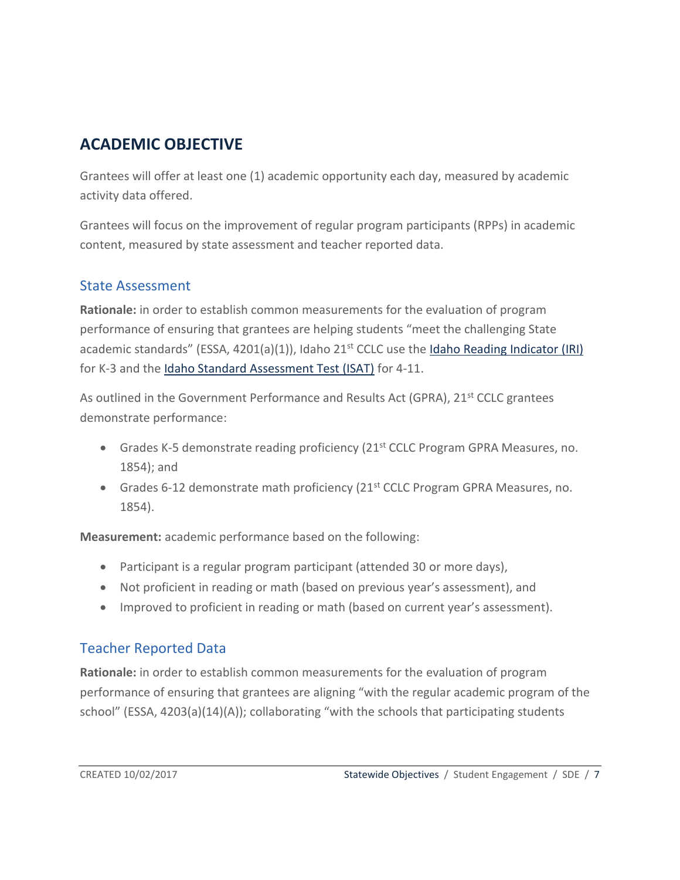## ACADEMIC OBJECTIVE

Grantees will offer at least one (1) academic opportunity each day, measured by academic activity data offered.

Grantees will focus on the improvement of regular program participants (RPPs) in academic content, measured by state assessment and teacher reported data.

### State Assessment

**Rationale:** in order to establish common measurements for the evaluation of program performance of ensuring that grantees are helping students "meet the challenging State academic standards" (ESSA, 4201(a)(1)), Idaho 21st CCLC use the Idaho Reading Indicator (IRI) for K-3 and the Idaho Standard Assessment Test (ISAT) for 4-11.

As outlined in the Government Performance and Results Act (GPRA), 21st CCLC grantees demonstrate performance:

- Grades K-5 demonstrate reading proficiency (21st CCLC Program GPRA Measures, no. 1854); and
- Grades 6-12 demonstrate math proficiency (21st CCLC Program GPRA Measures, no. 1854).

**Measurement:** academic performance based on the following:

- Participant is a regular program participant (attended 30 or more days),
- Not proficient in reading or math (based on previous year's assessment), and
- Improved to proficient in reading or math (based on current year's assessment).

### Teacher Reported Data

**Rationale:** in order to establish common measurements for the evaluation of program performance of ensuring that grantees are aligning "with the regular academic program of the school" (ESSA, 4203(a)(14)(A)); collaborating "with the schools that participating students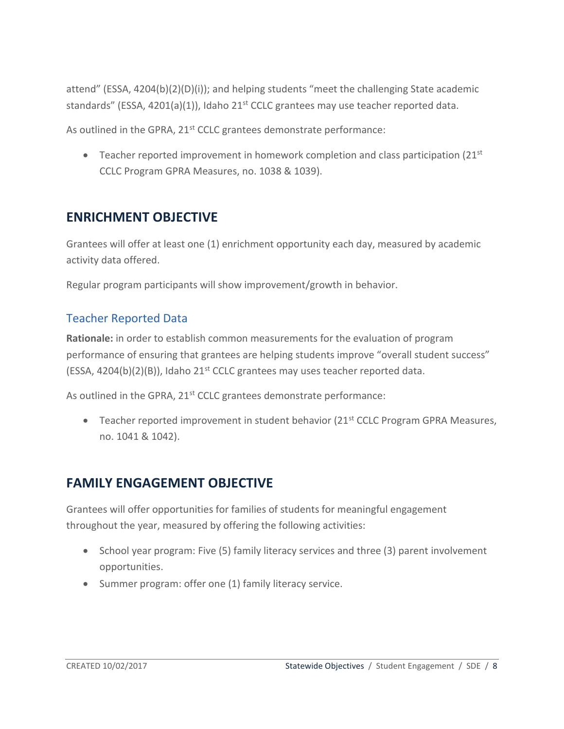attend" (ESSA, 4204(b)(2)(D)(i)); and helping students "meet the challenging State academic standards" (ESSA, 4201(a)(1)), Idaho 21st CCLC grantees may use teacher reported data.

As outlined in the GPRA, 21st CCLC grantees demonstrate performance:

- Teacher reported improvement in homework completion and class participation (21st CCLC Program GPRA Measures, no. 1038 & 1039).

## ENRICHMENT OBJECTIVE

Grantees will offer at least one (1) enrichment opportunity each day, measured by academic activity data offered.

Regular program participants will show improvement/growth in behavior.

### Teacher Reported Data

**Rationale:** in order to establish common measurements for the evaluation of program performance of ensuring that grantees are helping students improve "overall student success" (ESSA, 4204(b)(2)(B)), Idaho 21st CCLC grantees may uses teacher reported data.

As outlined in the GPRA, 21st CCLC grantees demonstrate performance:

- Teacher reported improvement in student behavior (21st CCLC Program GPRA Measures, no. 1041 & 1042).

## FAMILY ENGAGEMENT OBJECTIVE

Grantees will offer opportunities for families of students for meaningful engagement throughout the year, measured by offering the following activities:

- School year program: Five (5) family literacy services and three (3) parent involvement opportunities.
- Summer program: offer one (1) family literacy service.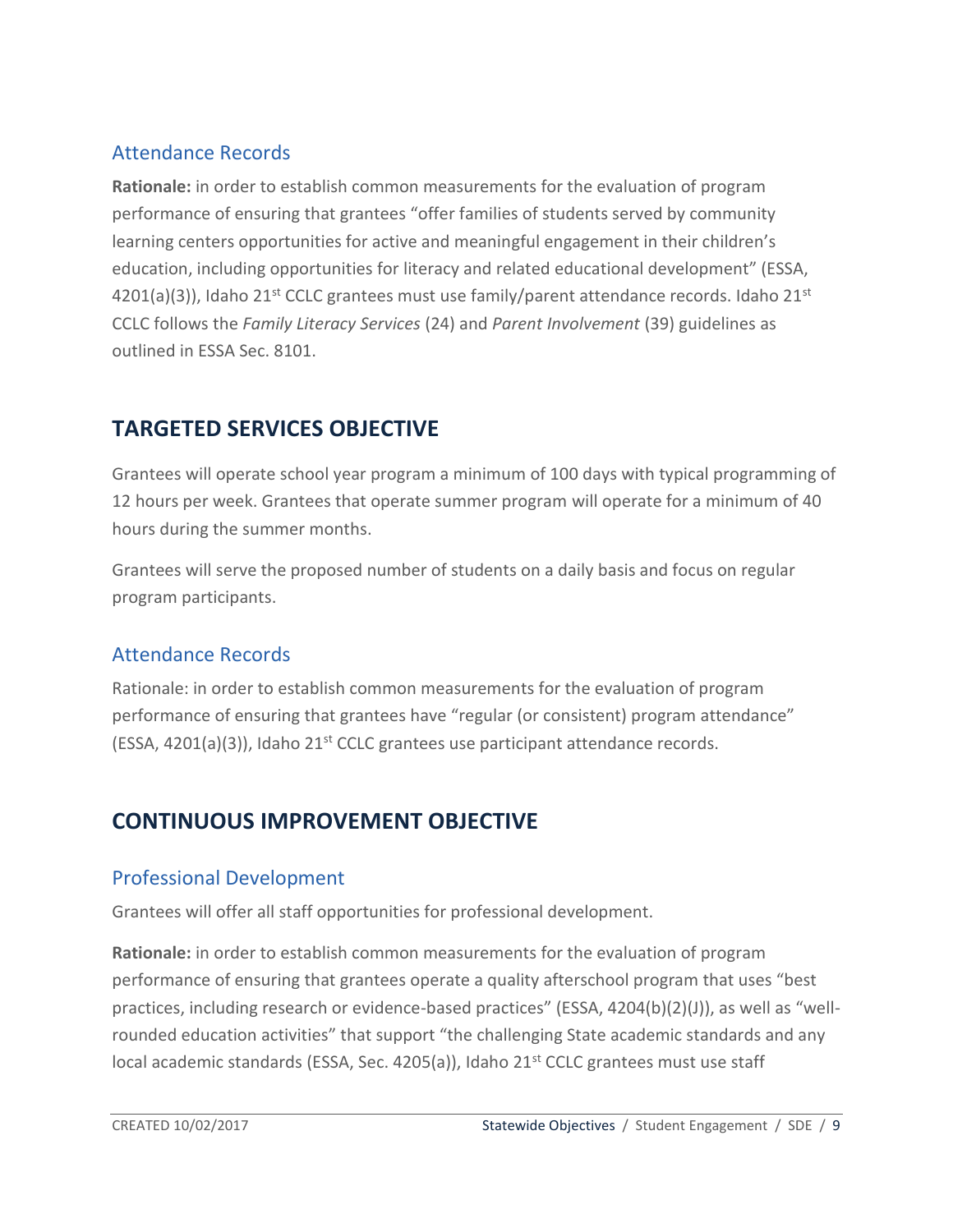### Attendance Records

**Rationale:** in order to establish common measurements for the evaluation of program performance of ensuring that grantees "offer families of students served by community learning centers opportunities for active and meaningful engagement in their children's education, including opportunities for literacy and related educational development" (ESSA, 4201(a)(3)), Idaho 21st CCLC grantees must use family/parent attendance records. Idaho 21st CCLC follows the *Family Literacy Services* (24) and *Parent Involvement* (39) guidelines as outlined in ESSA Sec. 8101.

## TARGETED SERVICES OBJECTIVE

Grantees will operate school year program a minimum of 100 days with typical programming of 12 hours per week. Grantees that operate summer program will operate for a minimum of 40 hours during the summer months.

Grantees will serve the proposed number of students on a daily basis and focus on regular program participants.

### Attendance Records

Rationale: in order to establish common measurements for the evaluation of program performance of ensuring that grantees have "regular (or consistent) program attendance" (ESSA, 4201(a)(3)), Idaho 21st CCLC grantees use participant attendance records.

## CONTINUOUS IMPROVEMENT OBJECTIVE

### Professional Development

Grantees will offer all staff opportunities for professional development.

**Rationale:** in order to establish common measurements for the evaluation of program performance of ensuring that grantees operate a quality afterschool program that uses "best practices, including research or evidence-based practices" (ESSA, 4204(b)(2)(J)), as well as "well-rounded education activities" that support "the challenging State academic standards and any local academic standards (ESSA, Sec. 4205(a)), Idaho 21st CCLC grantees must use staff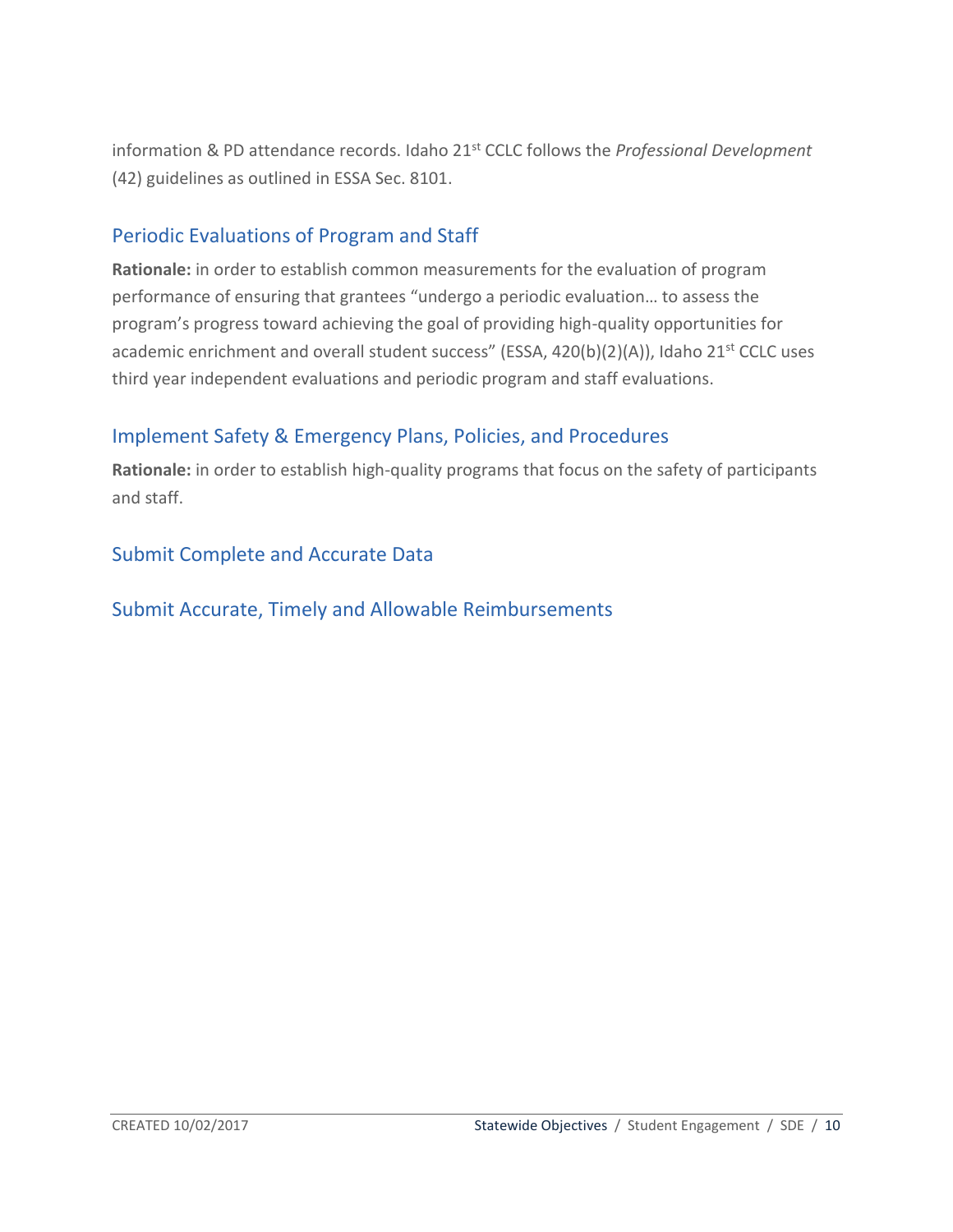information & PD attendance records. Idaho 21st CCLC follows the *Professional Development* (42) guidelines as outlined in ESSA Sec. 8101.

## Periodic Evaluations of Program and Staff

**Rationale:** in order to establish common measurements for the evaluation of program performance of ensuring that grantees "undergo a periodic evaluation… to assess the program's progress toward achieving the goal of providing high-quality opportunities for academic enrichment and overall student success" (ESSA, 420(b)(2)(A)), Idaho 21st CCLC uses third year independent evaluations and periodic program and staff evaluations.

## Implement Safety & Emergency Plans, Policies, and Procedures

**Rationale:** in order to establish high-quality programs that focus on the safety of participants and staff.

## Submit Complete and Accurate Data

## Submit Accurate, Timely and Allowable Reimbursements